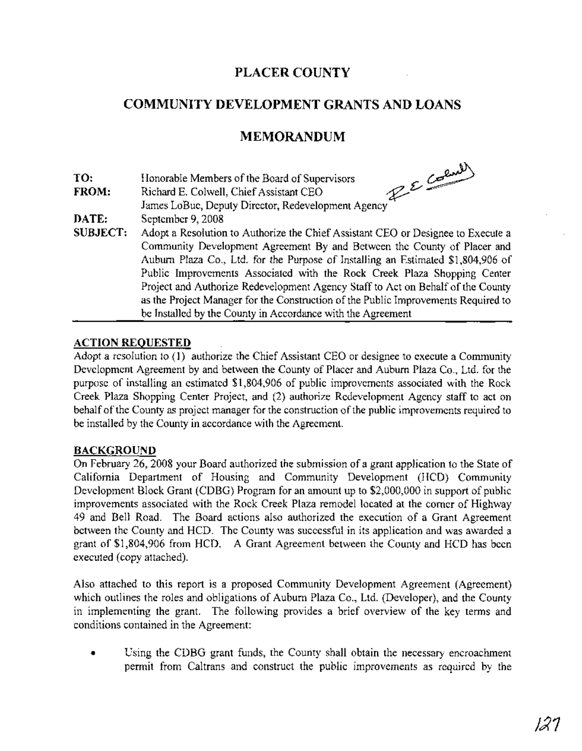# PLACER COUNTY

## COMMUNITY DEVELOPMENT GRANTS AND LOANS

## MEMORANDUM

**TO:** Honorable Members of the Board of Supervisors

**FROM:** Richard E. Colwell, Chief Assistant CEO
James LoBue, Deputy Director, Redevelopment Agency

**DATE:** September 9, 2008

**SUBJECT:** Adopt a Resolution to Authorize the Chief Assistant CEO or Designee to Execute a Community Development Agreement By and Between the County of Placer and Auburn Plaza Co., Ltd. for the Purpose of Installing an Estimated $1,804,906 of Public Improvements Associated with the Rock Creek Plaza Shopping Center Project and Authorize Redevelopment Agency Staff to Act on Behalf of the County as the Project Manager for the Construction of the Public Improvements Required to be Installed by the County in Accordance with the Agreement

### ACTION REQUESTED

Adopt a resolution to (1) authorize the Chief Assistant CEO or designee to execute a Community Development Agreement by and between the County of Placer and Auburn Plaza Co., Ltd. for the purpose of installing an estimated $1,804,906 of public improvements associated with the Rock Creek Plaza Shopping Center Project, and (2) authorize Redevelopment Agency staff to act on behalf of the County as project manager for the construction of the public improvements required to be installed by the County in accordance with the Agreement.

### BACKGROUND

On February 26, 2008 your Board authorized the submission of a grant application to the State of California Department of Housing and Community Development (HCD) Community Development Block Grant (CDBG) Program for an amount up to $2,000,000 in support of public improvements associated with the Rock Creek Plaza remodel located at the corner of Highway 49 and Bell Road. The Board actions also authorized the execution of a Grant Agreement between the County and HCD. The County was successful in its application and was awarded a grant of $1,804,906 from HCD. A Grant Agreement between the County and HCD has been executed (copy attached).

Also attached to this report is a proposed Community Development Agreement (Agreement) which outlines the roles and obligations of Auburn Plaza Co., Ltd. (Developer), and the County in implementing the grant. The following provides a brief overview of the key terms and conditions contained in the Agreement:

- Using the CDBG grant funds, the County shall obtain the necessary encroachment permit from Caltrans and construct the public improvements as required by the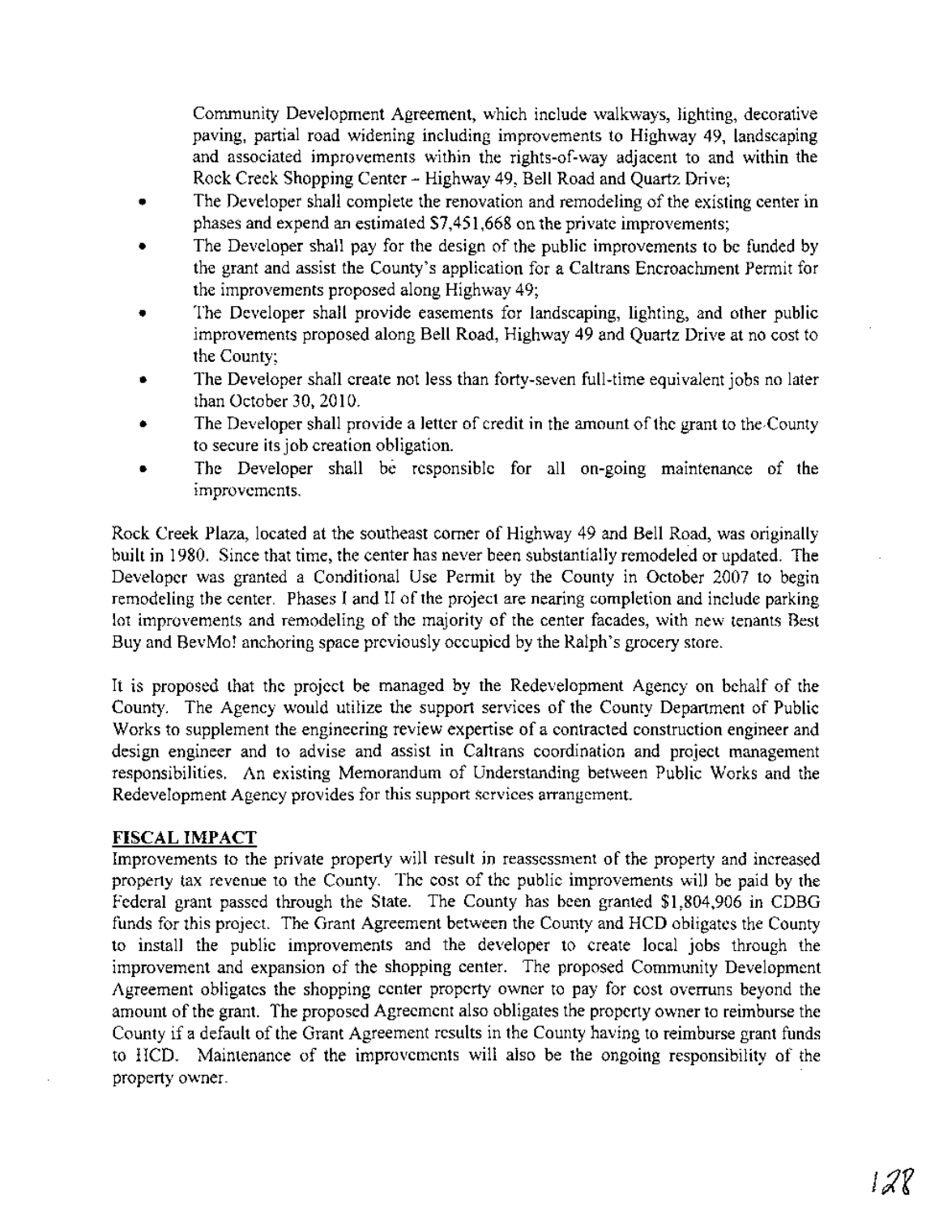Community Development Agreement, which include walkways, lighting, decorative paving, partial road widening including improvements to Highway 49, landscaping and associated improvements within the rights-of-way adjacent to and within the Rock Creek Shopping Center – Highway 49, Bell Road and Quartz Drive;

- The Developer shall complete the renovation and remodeling of the existing center in phases and expend an estimated $7,451,668 on the private improvements;
- The Developer shall pay for the design of the public improvements to be funded by the grant and assist the County's application for a Caltrans Encroachment Permit for the improvements proposed along Highway 49;
- The Developer shall provide easements for landscaping, lighting, and other public improvements proposed along Bell Road, Highway 49 and Quartz Drive at no cost to the County;
- The Developer shall create not less than forty-seven full-time equivalent jobs no later than October 30, 2010.
- The Developer shall provide a letter of credit in the amount of the grant to the County to secure its job creation obligation.
- The Developer shall be responsible for all on-going maintenance of the improvements.

Rock Creek Plaza, located at the southeast corner of Highway 49 and Bell Road, was originally built in 1980. Since that time, the center has never been substantially remodeled or updated. The Developer was granted a Conditional Use Permit by the County in October 2007 to begin remodeling the center. Phases I and II of the project are nearing completion and include parking lot improvements and remodeling of the majority of the center facades, with new tenants Best Buy and BevMo! anchoring space previously occupied by the Ralph's grocery store.

It is proposed that the project be managed by the Redevelopment Agency on behalf of the County. The Agency would utilize the support services of the County Department of Public Works to supplement the engineering review expertise of a contracted construction engineer and design engineer and to advise and assist in Caltrans coordination and project management responsibilities. An existing Memorandum of Understanding between Public Works and the Redevelopment Agency provides for this support services arrangement.

## FISCAL IMPACT

Improvements to the private property will result in reassessment of the property and increased property tax revenue to the County. The cost of the public improvements will be paid by the Federal grant passed through the State. The County has been granted $1,804,906 in CDBG funds for this project. The Grant Agreement between the County and HCD obligates the County to install the public improvements and the developer to create local jobs through the improvement and expansion of the shopping center. The proposed Community Development Agreement obligates the shopping center property owner to pay for cost overruns beyond the amount of the grant. The proposed Agreement also obligates the property owner to reimburse the County if a default of the Grant Agreement results in the County having to reimburse grant funds to HCD. Maintenance of the improvements will also be the ongoing responsibility of the property owner.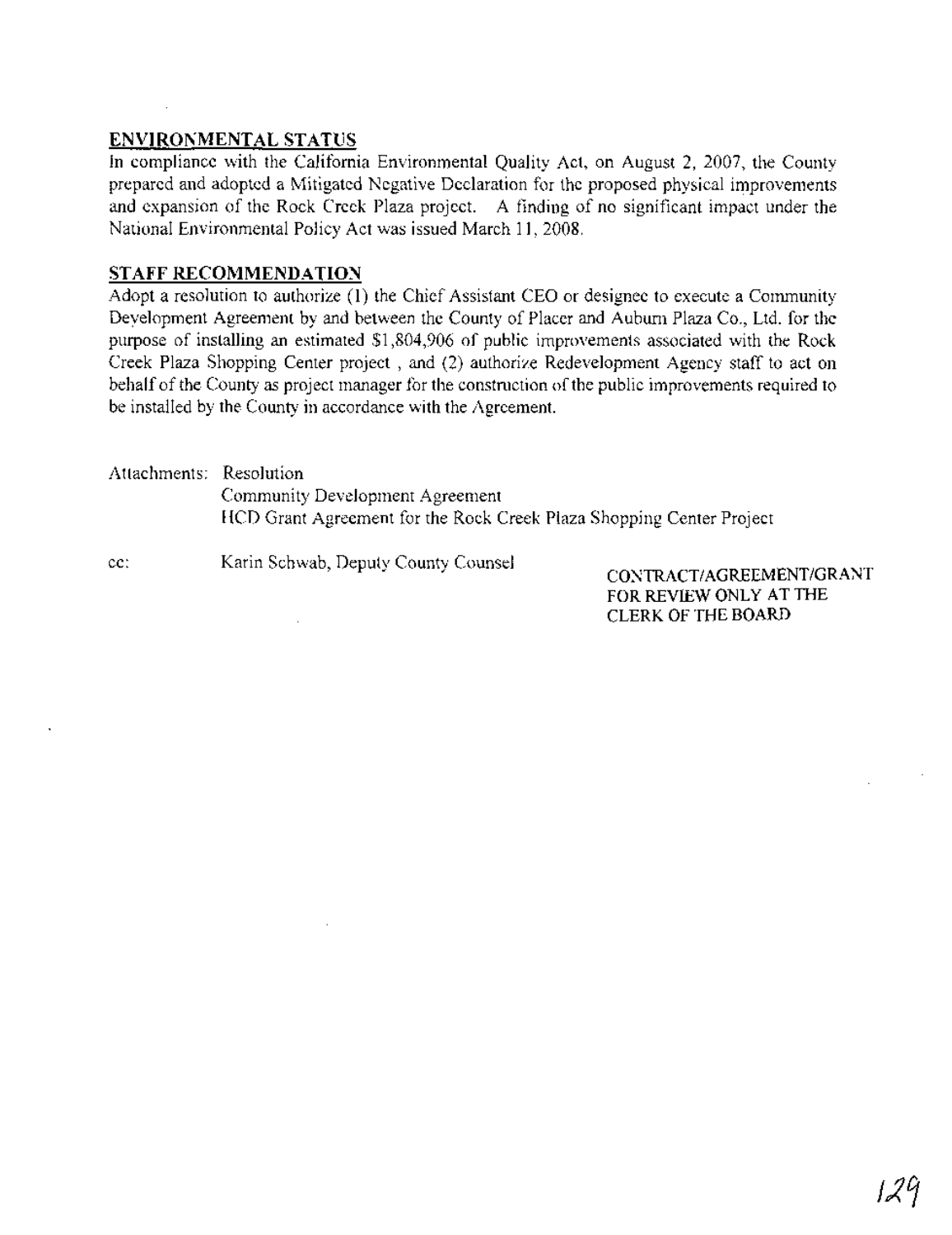## ENVIRONMENTAL STATUS

In compliance with the California Environmental Quality Act, on August 2, 2007, the County prepared and adopted a Mitigated Negative Declaration for the proposed physical improvements and expansion of the Rock Creek Plaza project. A finding of no significant impact under the National Environmental Policy Act was issued March 11, 2008.

## STAFF RECOMMENDATION

Adopt a resolution to authorize (1) the Chief Assistant CEO or designee to execute a Community Development Agreement by and between the County of Placer and Auburn Plaza Co., Ltd. for the purpose of installing an estimated $1,804,906 of public improvements associated with the Rock Creek Plaza Shopping Center project , and (2) authorize Redevelopment Agency staff to act on behalf of the County as project manager for the construction of the public improvements required to be installed by the County in accordance with the Agreement.

Attachments: Resolution
Community Development Agreement
HCD Grant Agreement for the Rock Creek Plaza Shopping Center Project

cc: Karin Schwab, Deputy County Counsel

CONTRACT/AGREEMENT/GRANT
FOR REVIEW ONLY AT THE
CLERK OF THE BOARD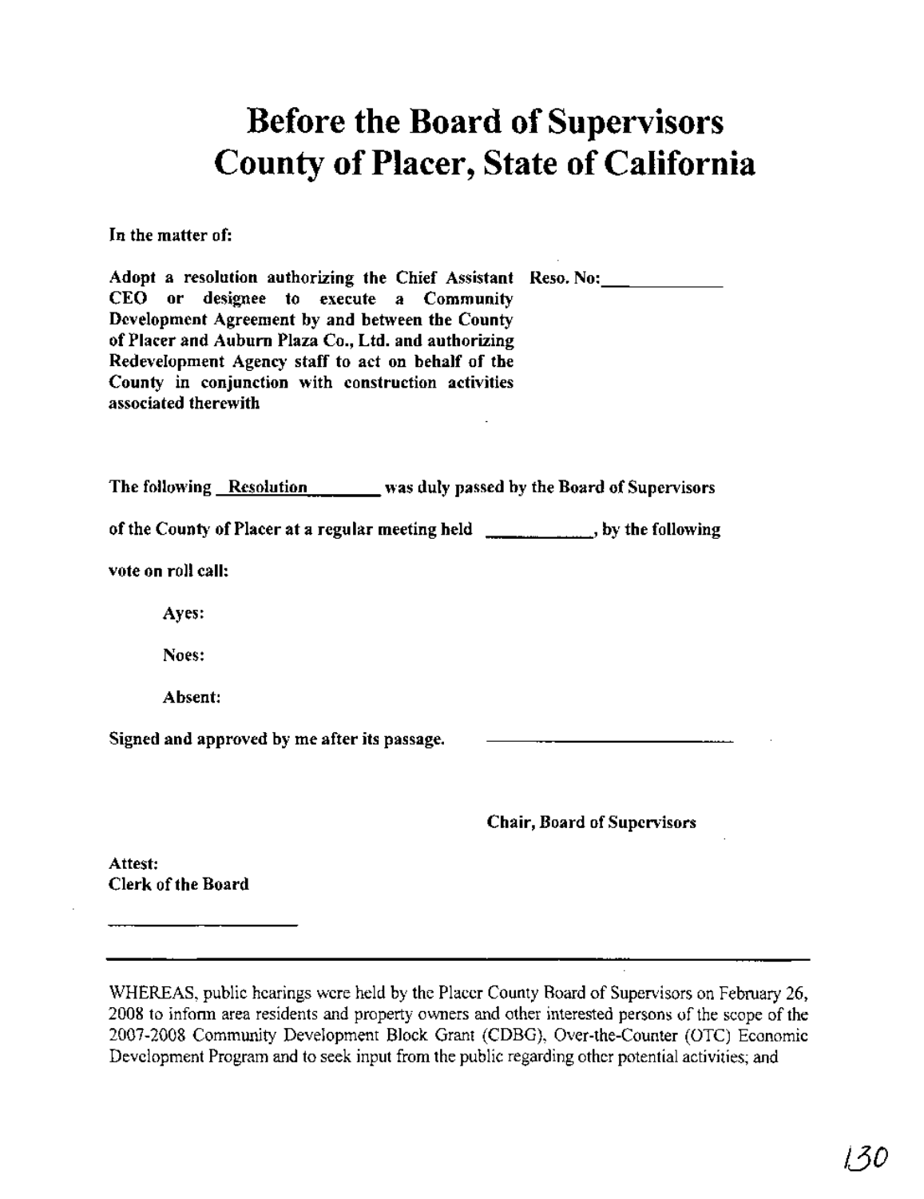# Before the Board of Supervisors County of Placer, State of California

**In the matter of:**

**Adopt a resolution authorizing the Chief Assistant CEO or designee to execute a Community Development Agreement by and between the County of Placer and Auburn Plaza Co., Ltd. and authorizing Redevelopment Agency staff to act on behalf of the County in conjunction with construction activities associated therewith**

**Reso. No:\_\_\_\_\_\_\_\_\_\_\_\_**

**The following Resolution was duly passed by the Board of Supervisors of the County of Placer at a regular meeting held \_\_\_\_\_\_\_\_\_\_\_\_, by the following vote on roll call:**

**Ayes:**

**Noes:**

**Absent:**

**Signed and approved by me after its passage.** \_\_\_\_\_\_\_\_\_\_\_\_\_\_\_\_\_\_\_\_\_\_\_\_

**Chair, Board of Supervisors**

**Attest:**
**Clerk of the Board**

\_\_\_\_\_\_\_\_\_\_\_\_\_\_\_\_\_\_\_\_

---

WHEREAS, public hearings were held by the Placer County Board of Supervisors on February 26, 2008 to inform area residents and property owners and other interested persons of the scope of the 2007-2008 Community Development Block Grant (CDBG), Over-the-Counter (OTC) Economic Development Program and to seek input from the public regarding other potential activities; and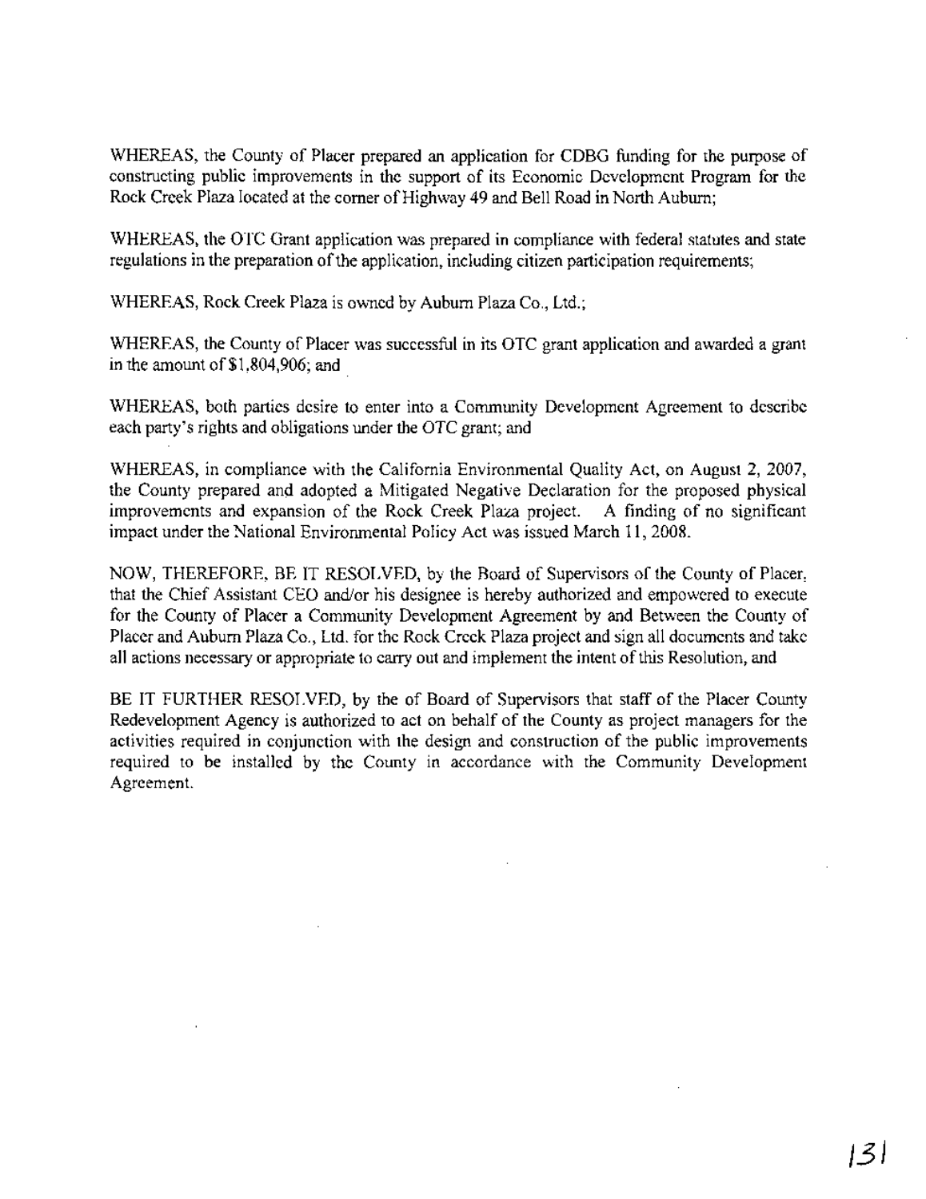WHEREAS, the County of Placer prepared an application for CDBG funding for the purpose of constructing public improvements in the support of its Economic Development Program for the Rock Creek Plaza located at the corner of Highway 49 and Bell Road in North Auburn;

WHEREAS, the OTC Grant application was prepared in compliance with federal statutes and state regulations in the preparation of the application, including citizen participation requirements;

WHEREAS, Rock Creek Plaza is owned by Auburn Plaza Co., Ltd.;

WHEREAS, the County of Placer was successful in its OTC grant application and awarded a grant in the amount of $1,804,906; and

WHEREAS, both parties desire to enter into a Community Development Agreement to describe each party's rights and obligations under the OTC grant; and

WHEREAS, in compliance with the California Environmental Quality Act, on August 2, 2007, the County prepared and adopted a Mitigated Negative Declaration for the proposed physical improvements and expansion of the Rock Creek Plaza project. A finding of no significant impact under the National Environmental Policy Act was issued March 11, 2008.

NOW, THEREFORE, BE IT RESOLVED, by the Board of Supervisors of the County of Placer, that the Chief Assistant CEO and/or his designee is hereby authorized and empowered to execute for the County of Placer a Community Development Agreement by and Between the County of Placer and Auburn Plaza Co., Ltd. for the Rock Creek Plaza project and sign all documents and take all actions necessary or appropriate to carry out and implement the intent of this Resolution, and

BE IT FURTHER RESOLVED, by the of Board of Supervisors that staff of the Placer County Redevelopment Agency is authorized to act on behalf of the County as project managers for the activities required in conjunction with the design and construction of the public improvements required to be installed by the County in accordance with the Community Development Agreement.